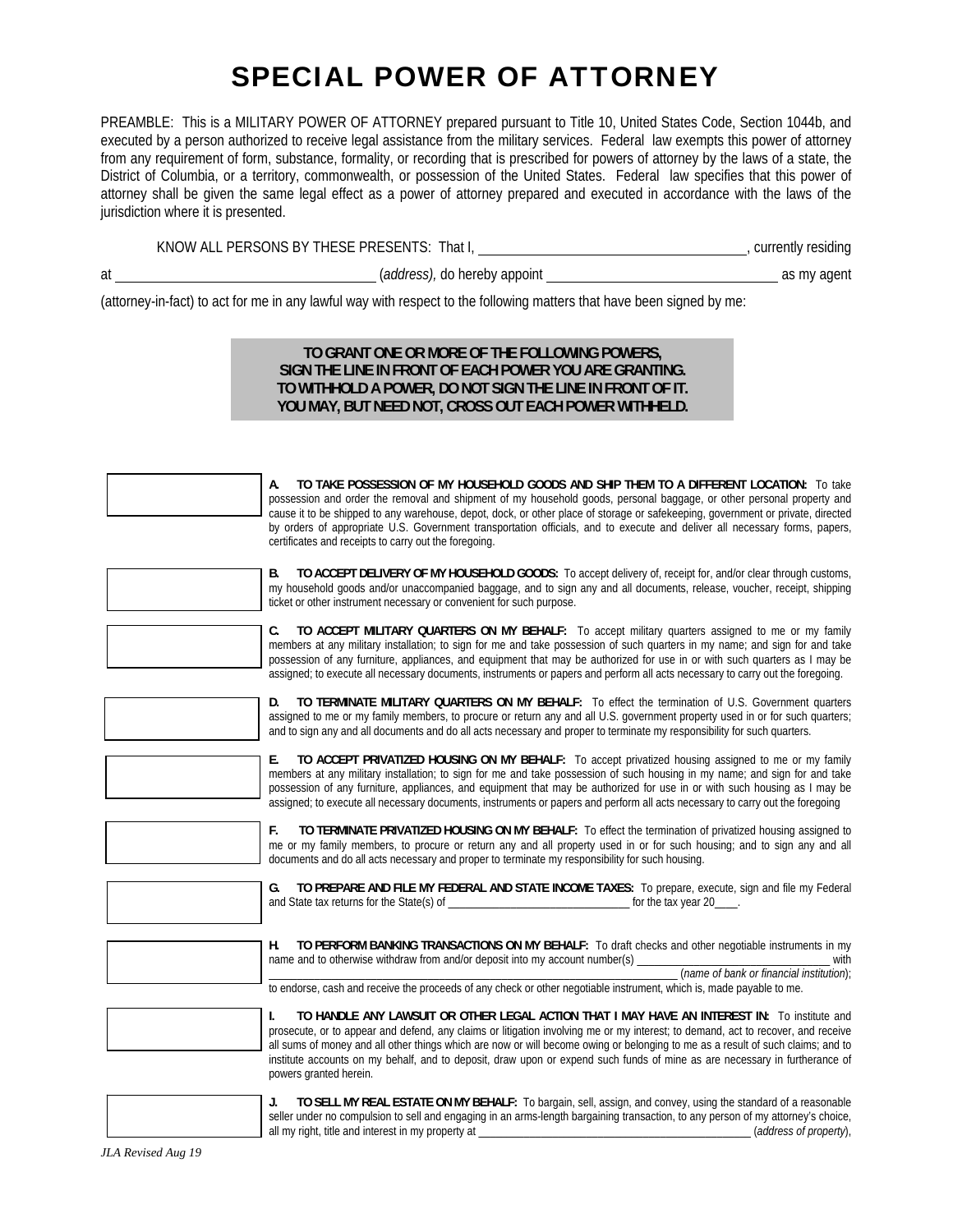# SPECIAL POWER OF ATTORNEY

PREAMBLE: This is a MILITARY POWER OF ATTORNEY prepared pursuant to Title 10, United States Code, Section 1044b, and executed by a person authorized to receive legal assistance from the military services. Federal law exempts this power of attorney from any requirement of form, substance, formality, or recording that is prescribed for powers of attorney by the laws of a state, the District of Columbia, or a territory, commonwealth, or possession of the United States. Federal law specifies that this power of attorney shall be given the same legal effect as a power of attorney prepared and executed in accordance with the laws of the jurisdiction where it is presented.

KNOW ALL PERSONS BY THESE PRESENTS: That I, ______________________________, currently residing at ______________________________ (*address*), do hereby appoint ______________________________ as my agent (attorney-in-fact) to act for me in any lawful way with respect to the following matters that have been signed by me:

**TO GRANT ONE OR MORE OF THE FOLLOWING POWERS, SIGN THE LINE IN FRONT OF EACH POWER YOU ARE GRANTING. TO WITHHOLD A POWER, DO NOT SIGN THE LINE IN FRONT OF IT. YOU MAY, BUT NEED NOT, CROSS OUT EACH POWER WITHHELD.**

______________ **A. TO TAKE POSSESSION OF MY HOUSEHOLD GOODS AND SHIP THEM TO A DIFFERENT LOCATION:** To take possession and order the removal and shipment of my household goods, personal baggage, or other personal property and cause it to be shipped to any warehouse, depot, dock, or other place of storage or safekeeping, government or private, directed by orders of appropriate U.S. Government transportation officials, and to execute and deliver all necessary forms, papers, certificates and receipts to carry out the foregoing.

______________ **B. TO ACCEPT DELIVERY OF MY HOUSEHOLD GOODS:** To accept delivery of, receipt for, and/or clear through customs, my household goods and/or unaccompanied baggage, and to sign any and all documents, release, voucher, receipt, shipping ticket or other instrument necessary or convenient for such purpose.

______________ **C. TO ACCEPT MILITARY QUARTERS ON MY BEHALF:** To accept military quarters assigned to me or my family members at any military installation; to sign for me and take possession of such quarters in my name; and sign for and take possession of any furniture, appliances, and equipment that may be authorized for use in or with such quarters as I may be assigned; to execute all necessary documents, instruments or papers and perform all acts necessary to carry out the foregoing.

______________ **D. TO TERMINATE MILITARY QUARTERS ON MY BEHALF:** To effect the termination of U.S. Government quarters assigned to me or my family members, to procure or return any and all U.S. government property used in or for such quarters; and to sign any and all documents and do all acts necessary and proper to terminate my responsibility for such quarters.

______________ **E. TO ACCEPT PRIVATIZED HOUSING ON MY BEHALF:** To accept privatized housing assigned to me or my family members at any military installation; to sign for me and take possession of such housing in my name; and sign for and take possession of any furniture, appliances, and equipment that may be authorized for use in or with such housing as I may be assigned; to execute all necessary documents, instruments or papers and perform all acts necessary to carry out the foregoing

______________ **F. TO TERMINATE PRIVATIZED HOUSING ON MY BEHALF:** To effect the termination of privatized housing assigned to me or my family members, to procure or return any and all property used in or for such housing; and to sign any and all documents and do all acts necessary and proper to terminate my responsibility for such housing.

______________ **G. TO PREPARE AND FILE MY FEDERAL AND STATE INCOME TAXES:** To prepare, execute, sign and file my Federal and State tax returns for the State(s) of ______________________ for the tax year 20____.

______________ **H. TO PERFORM BANKING TRANSACTIONS ON MY BEHALF:** To draft checks and other negotiable instruments in my name and to otherwise withdraw from and/or deposit into my account number(s) ______________________ with ______________________________ (*name of bank or financial institution*); to endorse, cash and receive the proceeds of any check or other negotiable instrument, which is, made payable to me.

______________ **I. TO HANDLE ANY LAWSUIT OR OTHER LEGAL ACTION THAT I MAY HAVE AN INTEREST IN:** To institute and prosecute, or to appear and defend, any claims or litigation involving me or my interest; to demand, act to recover, and receive all sums of money and all other things which are now or will become owing or belonging to me as a result of such claims; and to institute accounts on my behalf, and to deposit, draw upon or expend such funds of mine as are necessary in furtherance of powers granted herein.

______________ **J. TO SELL MY REAL ESTATE ON MY BEHALF:** To bargain, sell, assign, and convey, using the standard of a reasonable seller under no compulsion to sell and engaging in an arms-length bargaining transaction, to any person of my attorney's choice, all my right, title and interest in my property at ______________________________ (*address of property*),

*JLA Revised Aug 19*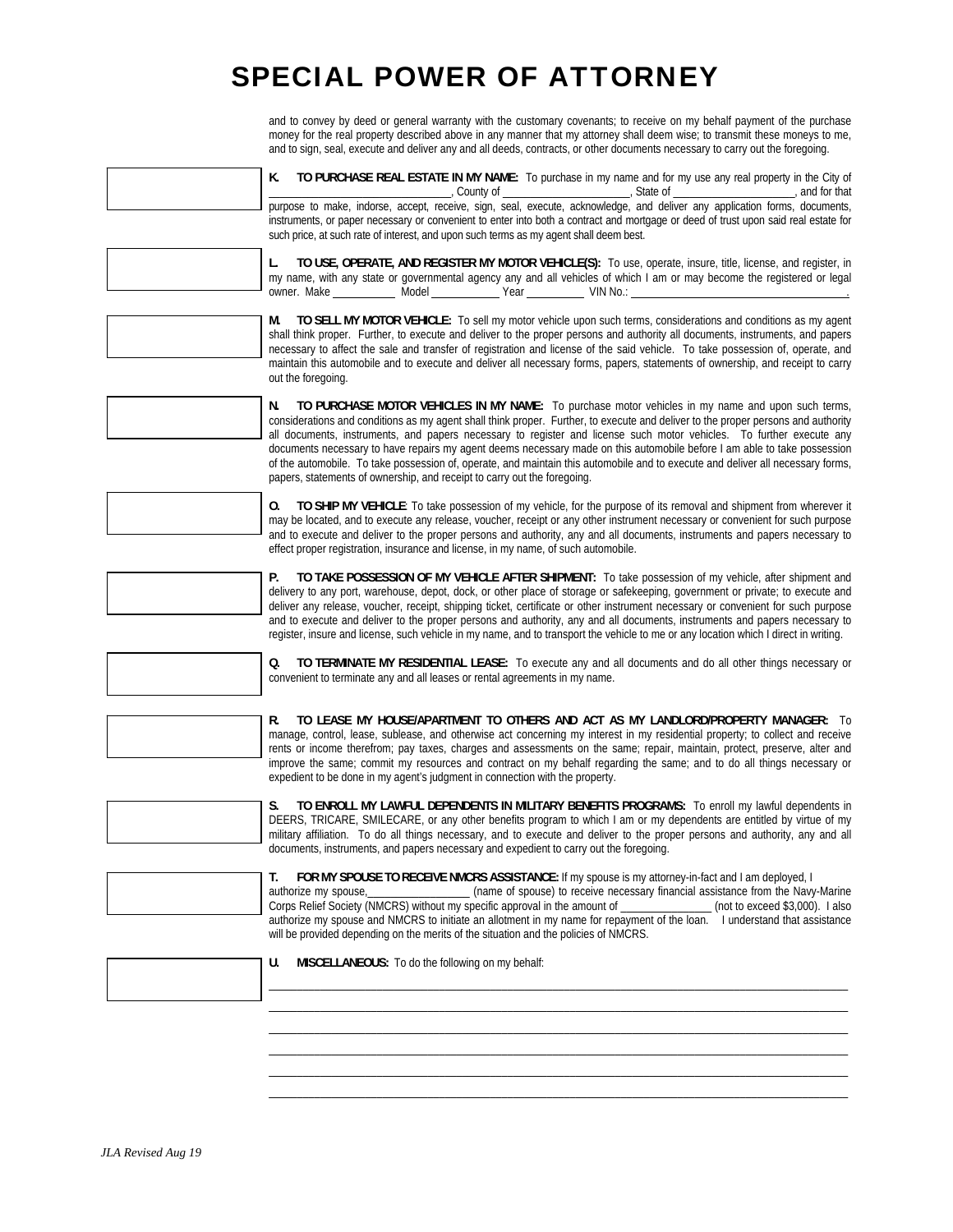# SPECIAL POWER OF ATTORNEY

and to convey by deed or general warranty with the customary covenants; to receive on my behalf payment of the purchase money for the real property described above in any manner that my attorney shall deem wise; to transmit these moneys to me, and to sign, seal, execute and deliver any and all deeds, contracts, or other documents necessary to carry out the foregoing.

**K. TO PURCHASE REAL ESTATE IN MY NAME:** To purchase in my name and for my use any real property in the City of \_\_\_\_\_\_\_\_\_\_\_\_\_\_\_\_\_\_\_\_\_\_\_\_\_\_\_\_, County of \_\_\_\_\_\_\_\_\_\_\_\_\_\_\_\_\_\_\_\_, State of \_\_\_\_\_\_\_\_\_\_\_\_\_\_\_\_\_\_\_\_, and for that purpose to make, indorse, accept, receive, sign, seal, execute, acknowledge, and deliver any application forms, documents, instruments, or paper necessary or convenient to enter into both a contract and mortgage or deed of trust upon said real estate for such price, at such rate of interest, and upon such terms as my agent shall deem best.

**L. TO USE, OPERATE, AND REGISTER MY MOTOR VEHICLE(S):** To use, operate, insure, title, license, and register, in my name, with any state or governmental agency any and all vehicles of which I am or may become the registered or legal owner. Make \_\_\_\_\_\_\_\_\_\_ Model \_\_\_\_\_\_\_\_\_\_ Year \_\_\_\_\_\_\_\_\_ VIN No.: \_\_\_\_\_\_\_\_\_\_\_\_\_\_\_\_\_\_\_\_\_\_\_\_\_\_\_\_\_\_\_\_\_\_\_.

**M. TO SELL MY MOTOR VEHICLE:** To sell my motor vehicle upon such terms, considerations and conditions as my agent shall think proper. Further, to execute and deliver to the proper persons and authority all documents, instruments, and papers necessary to affect the sale and transfer of registration and license of the said vehicle. To take possession of, operate, and maintain this automobile and to execute and deliver all necessary forms, papers, statements of ownership, and receipt to carry out the foregoing.

**N. TO PURCHASE MOTOR VEHICLES IN MY NAME:** To purchase motor vehicles in my name and upon such terms, considerations and conditions as my agent shall think proper. Further, to execute and deliver to the proper persons and authority all documents, instruments, and papers necessary to register and license such motor vehicles. To further execute any documents necessary to have repairs my agent deems necessary made on this automobile before I am able to take possession of the automobile. To take possession of, operate, and maintain this automobile and to execute and deliver all necessary forms, papers, statements of ownership, and receipt to carry out the foregoing.

**O. TO SHIP MY VEHICLE**: To take possession of my vehicle, for the purpose of its removal and shipment from wherever it may be located, and to execute any release, voucher, receipt or any other instrument necessary or convenient for such purpose and to execute and deliver to the proper persons and authority, any and all documents, instruments and papers necessary to effect proper registration, insurance and license, in my name, of such automobile.

**P. TO TAKE POSSESSION OF MY VEHICLE AFTER SHIPMENT:** To take possession of my vehicle, after shipment and delivery to any port, warehouse, depot, dock, or other place of storage or safekeeping, government or private; to execute and deliver any release, voucher, receipt, shipping ticket, certificate or other instrument necessary or convenient for such purpose and to execute and deliver to the proper persons and authority, any and all documents, instruments and papers necessary to register, insure and license, such vehicle in my name, and to transport the vehicle to me or any location which I direct in writing.

**Q. TO TERMINATE MY RESIDENTIAL LEASE:** To execute any and all documents and do all other things necessary or convenient to terminate any and all leases or rental agreements in my name.

**R. TO LEASE MY HOUSE/APARTMENT TO OTHERS AND ACT AS MY LANDLORD/PROPERTY MANAGER:** To manage, control, lease, sublease, and otherwise act concerning my interest in my residential property; to collect and receive rents or income therefrom; pay taxes, charges and assessments on the same; repair, maintain, protect, preserve, alter and improve the same; commit my resources and contract on my behalf regarding the same; and to do all things necessary or expedient to be done in my agent's judgment in connection with the property.

**S. TO ENROLL MY LAWFUL DEPENDENTS IN MILITARY BENEFITS PROGRAMS:** To enroll my lawful dependents in DEERS, TRICARE, SMILECARE, or any other benefits program to which I am or my dependents are entitled by virtue of my military affiliation. To do all things necessary, and to execute and deliver to the proper persons and authority, any and all documents, instruments, and papers necessary and expedient to carry out the foregoing.

**T. FOR MY SPOUSE TO RECEIVE NMCRS ASSISTANCE:** If my spouse is my attorney-in-fact and I am deployed, I authorize my spouse,\_\_\_\_\_\_\_\_\_\_\_\_\_\_\_\_\_ (name of spouse) to receive necessary financial assistance from the Navy-Marine Corps Relief Society (NMCRS) without my specific approval in the amount of \_\_\_\_\_\_\_\_\_\_\_\_\_\_ (not to exceed $3,000). I also authorize my spouse and NMCRS to initiate an allotment in my name for repayment of the loan. I understand that assistance will be provided depending on the merits of the situation and the policies of NMCRS.

**U. MISCELLANEOUS:** To do the following on my behalf:

\_\_\_\_\_\_\_\_\_\_\_\_\_\_\_\_\_\_\_\_\_\_\_\_\_\_\_\_\_\_\_\_\_\_\_\_\_\_\_\_\_\_\_\_\_\_\_\_\_\_\_\_\_\_\_\_\_\_\_\_\_\_\_\_\_\_\_\_\_\_\_\_\_\_\_\_

\_\_\_\_\_\_\_\_\_\_\_\_\_\_\_\_\_\_\_\_\_\_\_\_\_\_\_\_\_\_\_\_\_\_\_\_\_\_\_\_\_\_\_\_\_\_\_\_\_\_\_\_\_\_\_\_\_\_\_\_\_\_\_\_\_\_\_\_\_\_\_\_\_\_\_\_

\_\_\_\_\_\_\_\_\_\_\_\_\_\_\_\_\_\_\_\_\_\_\_\_\_\_\_\_\_\_\_\_\_\_\_\_\_\_\_\_\_\_\_\_\_\_\_\_\_\_\_\_\_\_\_\_\_\_\_\_\_\_\_\_\_\_\_\_\_\_\_\_\_\_\_\_

\_\_\_\_\_\_\_\_\_\_\_\_\_\_\_\_\_\_\_\_\_\_\_\_\_\_\_\_\_\_\_\_\_\_\_\_\_\_\_\_\_\_\_\_\_\_\_\_\_\_\_\_\_\_\_\_\_\_\_\_\_\_\_\_\_\_\_\_\_\_\_\_\_\_\_\_

\_\_\_\_\_\_\_\_\_\_\_\_\_\_\_\_\_\_\_\_\_\_\_\_\_\_\_\_\_\_\_\_\_\_\_\_\_\_\_\_\_\_\_\_\_\_\_\_\_\_\_\_\_\_\_\_\_\_\_\_\_\_\_\_\_\_\_\_\_\_\_\_\_\_\_\_

\_\_\_\_\_\_\_\_\_\_\_\_\_\_\_\_\_\_\_\_\_\_\_\_\_\_\_\_\_\_\_\_\_\_\_\_\_\_\_\_\_\_\_\_\_\_\_\_\_\_\_\_\_\_\_\_\_\_\_\_\_\_\_\_\_\_\_\_\_\_\_\_\_\_\_\_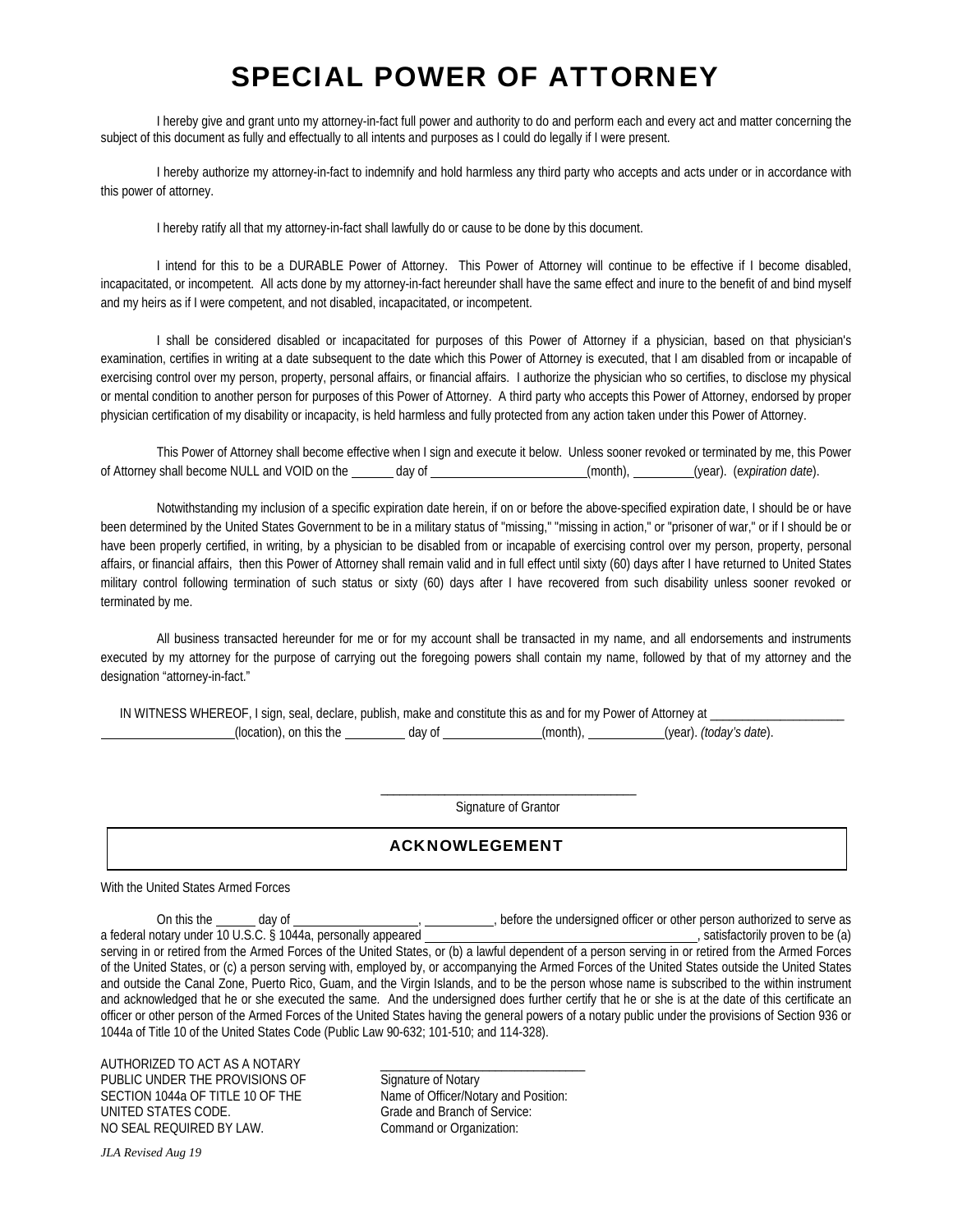# SPECIAL POWER OF ATTORNEY

I hereby give and grant unto my attorney-in-fact full power and authority to do and perform each and every act and matter concerning the subject of this document as fully and effectually to all intents and purposes as I could do legally if I were present.

I hereby authorize my attorney-in-fact to indemnify and hold harmless any third party who accepts and acts under or in accordance with this power of attorney.

I hereby ratify all that my attorney-in-fact shall lawfully do or cause to be done by this document.

I intend for this to be a DURABLE Power of Attorney. This Power of Attorney will continue to be effective if I become disabled, incapacitated, or incompetent. All acts done by my attorney-in-fact hereunder shall have the same effect and inure to the benefit of and bind myself and my heirs as if I were competent, and not disabled, incapacitated, or incompetent.

I shall be considered disabled or incapacitated for purposes of this Power of Attorney if a physician, based on that physician's examination, certifies in writing at a date subsequent to the date which this Power of Attorney is executed, that I am disabled from or incapable of exercising control over my person, property, personal affairs, or financial affairs. I authorize the physician who so certifies, to disclose my physical or mental condition to another person for purposes of this Power of Attorney. A third party who accepts this Power of Attorney, endorsed by proper physician certification of my disability or incapacity, is held harmless and fully protected from any action taken under this Power of Attorney.

This Power of Attorney shall become effective when I sign and execute it below. Unless sooner revoked or terminated by me, this Power of Attorney shall become NULL and VOID on the ______ day of ________________________(month), _________(year). (*expiration date*).

Notwithstanding my inclusion of a specific expiration date herein, if on or before the above-specified expiration date, I should be or have been determined by the United States Government to be in a military status of "missing," "missing in action," or "prisoner of war," or if I should be or have been properly certified, in writing, by a physician to be disabled from or incapable of exercising control over my person, property, personal affairs, or financial affairs, then this Power of Attorney shall remain valid and in full effect until sixty (60) days after I have returned to United States military control following termination of such status or sixty (60) days after I have recovered from such disability unless sooner revoked or terminated by me.

All business transacted hereunder for me or for my account shall be transacted in my name, and all endorsements and instruments executed by my attorney for the purpose of carrying out the foregoing powers shall contain my name, followed by that of my attorney and the designation "attorney-in-fact."

IN WITNESS WHEREOF, I sign, seal, declare, publish, make and constitute this as and for my Power of Attorney at ____________________ ____________________(location), on this the _________ day of _______________(month), ___________(year). *(today's date*).

______________________________________
Signature of Grantor

## ACKNOWLEGEMENT

With the United States Armed Forces

On this the ______ day of __________________, __________, before the undersigned officer or other person authorized to serve as a federal notary under 10 U.S.C. § 1044a, personally appeared ________________________________________, satisfactorily proven to be (a) serving in or retired from the Armed Forces of the United States, or (b) a lawful dependent of a person serving in or retired from the Armed Forces of the United States, or (c) a person serving with, employed by, or accompanying the Armed Forces of the United States outside the United States and outside the Canal Zone, Puerto Rico, Guam, and the Virgin Islands, and to be the person whose name is subscribed to the within instrument and acknowledged that he or she executed the same. And the undersigned does further certify that he or she is at the date of this certificate an officer or other person of the Armed Forces of the United States having the general powers of a notary public under the provisions of Section 936 or 1044a of Title 10 of the United States Code (Public Law 90-632; 101-510; and 114-328).

AUTHORIZED TO ACT AS A NOTARY
PUBLIC UNDER THE PROVISIONS OF
SECTION 1044a OF TITLE 10 OF THE
UNITED STATES CODE.
NO SEAL REQUIRED BY LAW.

______________________________
Signature of Notary
Name of Officer/Notary and Position:
Grade and Branch of Service:
Command or Organization:

*JLA Revised Aug 19*